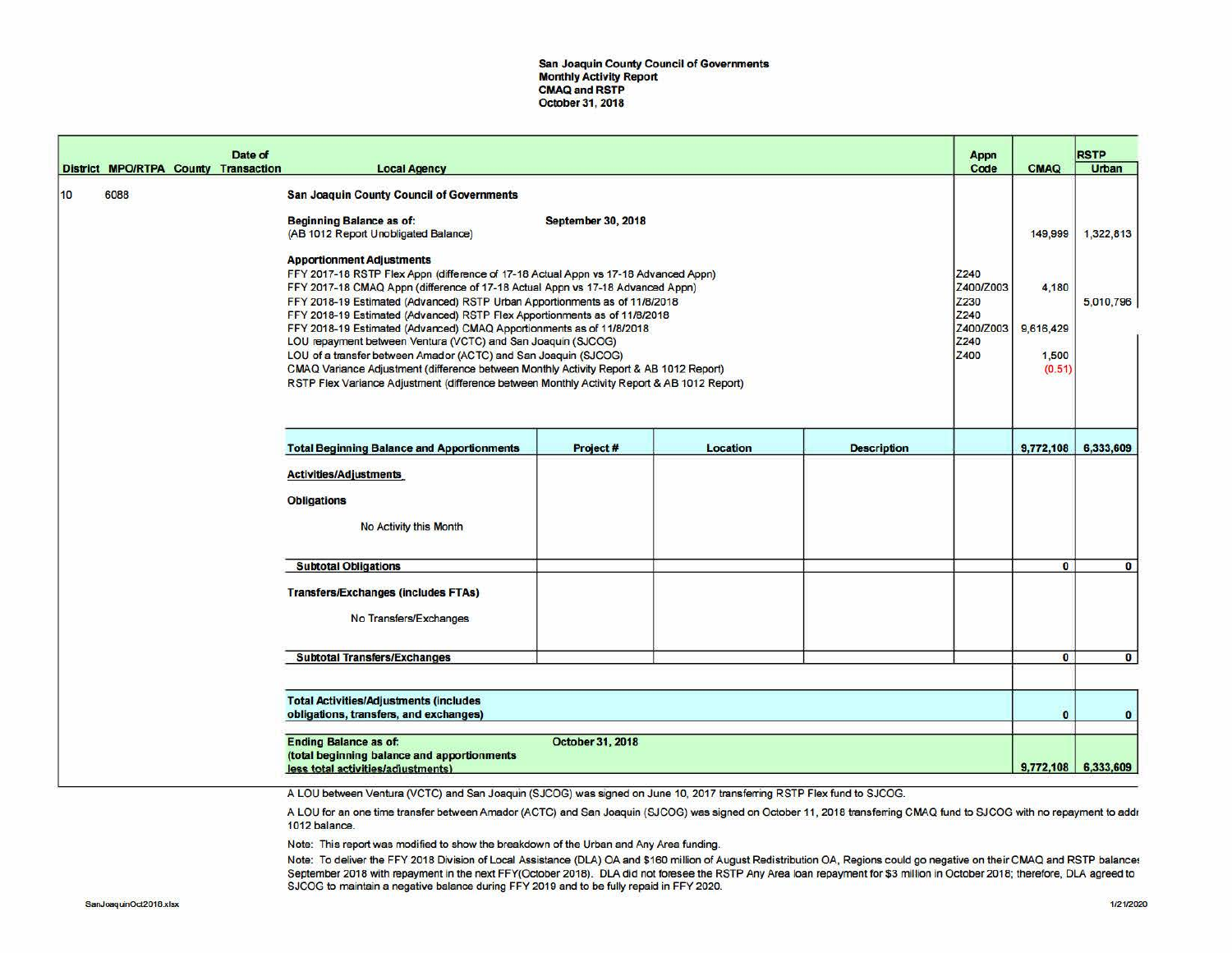**San Joaquin County Council of Governments**
**Monthly Activity Report**
**CMAQ and RSTP**
**October 31, 2018**

| District | MPO/RTPA | County | Date of Transaction | Local Agency | Project # | Location | Description | Appn Code | CMAQ | RSTP Urban |
|---|---|---|---|---|---|---|---|---|---|---|
| 10 | 6088 | | | **San Joaquin County Council of Governments** | | | | | | |
| | | | | **Beginning Balance as of:** September 30, 2018 (AB 1012 Report Unobligated Balance) | | | | | 149,999 | 1,322,813 |
| | | | | **Apportionment Adjustments** | | | | | | |
| | | | | FFY 2017-18 RSTP Flex Appn (difference of 17-18 Actual Appn vs 17-18 Advanced Appn) | | | | Z240 | | |
| | | | | FFY 2017-18 CMAQ Appn (difference of 17-18 Actual Appn vs 17-18 Advanced Appn) | | | | Z400/Z003 | 4,180 | |
| | | | | FFY 2018-19 Estimated (Advanced) RSTP Urban Apportionments as of 11/8/2018 | | | | Z230 | | 5,010,796 |
| | | | | FFY 2018-19 Estimated (Advanced) RSTP Flex Apportionments as of 11/8/2018 | | | | Z240 | | |
| | | | | FFY 2018-19 Estimated (Advanced) CMAQ Apportionments as of 11/8/2018 | | | | Z400/Z003 | 9,616,429 | |
| | | | | LOU repayment between Ventura (VCTC) and San Joaquin (SJCOG) | | | | Z240 | | |
| | | | | LOU of a transfer between Amador (ACTC) and San Joaquin (SJCOG) | | | | Z400 | 1,500 | |
| | | | | CMAQ Variance Adjustment (difference between Monthly Activity Report & AB 1012 Report) | | | | | (0.51) | |
| | | | | RSTP Flex Variance Adjustment (difference between Monthly Activity Report & AB 1012 Report) | | | | | | |
| | | | | **Total Beginning Balance and Apportionments** | **Project #** | **Location** | **Description** | | **9,772,108** | **6,333,609** |
| | | | | **Activities/Adjustments** | | | | | | |
| | | | | **Obligations** | | | | | | |
| | | | | No Activity this Month | | | | | | |
| | | | | **Subtotal Obligations** | | | | | **0** | **0** |
| | | | | **Transfers/Exchanges (includes FTAs)** | | | | | | |
| | | | | No Transfers/Exchanges | | | | | | |
| | | | | **Subtotal Transfers/Exchanges** | | | | | **0** | **0** |
| | | | | **Total Activities/Adjustments (includes obligations, transfers, and exchanges)** | | | | | **0** | **0** |
| | | | | **Ending Balance as of:** October 31, 2018 (total beginning balance and apportionments less total activities/adjustments) | | | | | **9,772,108** | **6,333,609** |

A LOU between Ventura (VCTC) and San Joaquin (SJCOG) was signed on June 10, 2017 transferring RSTP Flex fund to SJCOG.

A LOU for an one time transfer between Amador (ACTC) and San Joaquin (SJCOG) was signed on October 11, 2018 transferring CMAQ fund to SJCOG with no repayment to addr 1012 balance.

Note: This report was modified to show the breakdown of the Urban and Any Area funding.

Note: To deliver the FFY 2018 Division of Local Assistance (DLA) OA and $160 million of August Redistribution OA, Regions could go negative on their CMAQ and RSTP balance September 2018 with repayment in the next FFY(October 2018). DLA did not foresee the RSTP Any Area loan repayment for $3 million in October 2018; therefore, DLA agreed to SJCOG to maintain a negative balance during FFY 2019 and to be fully repaid in FFY 2020.

SanJoaquinOct2018.xlsx

1/21/2020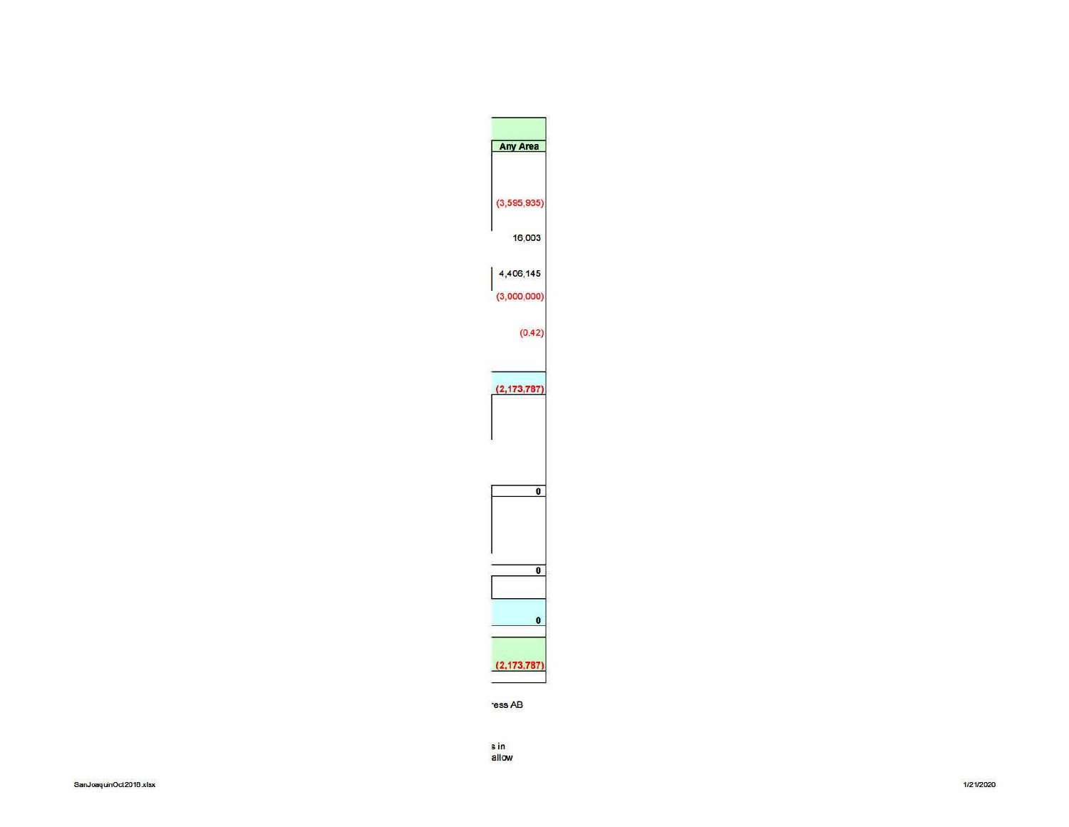| Any Area |
| --- |
| (3,595,935) |
| 16,003 |
| 4,406,145 |
| (3,000,000) |
| (0.42) |
| **(2,173,787)** |
| **0** |
| **0** |
| **0** |
| **(2,173,787)** |

ess AB

s in
allow